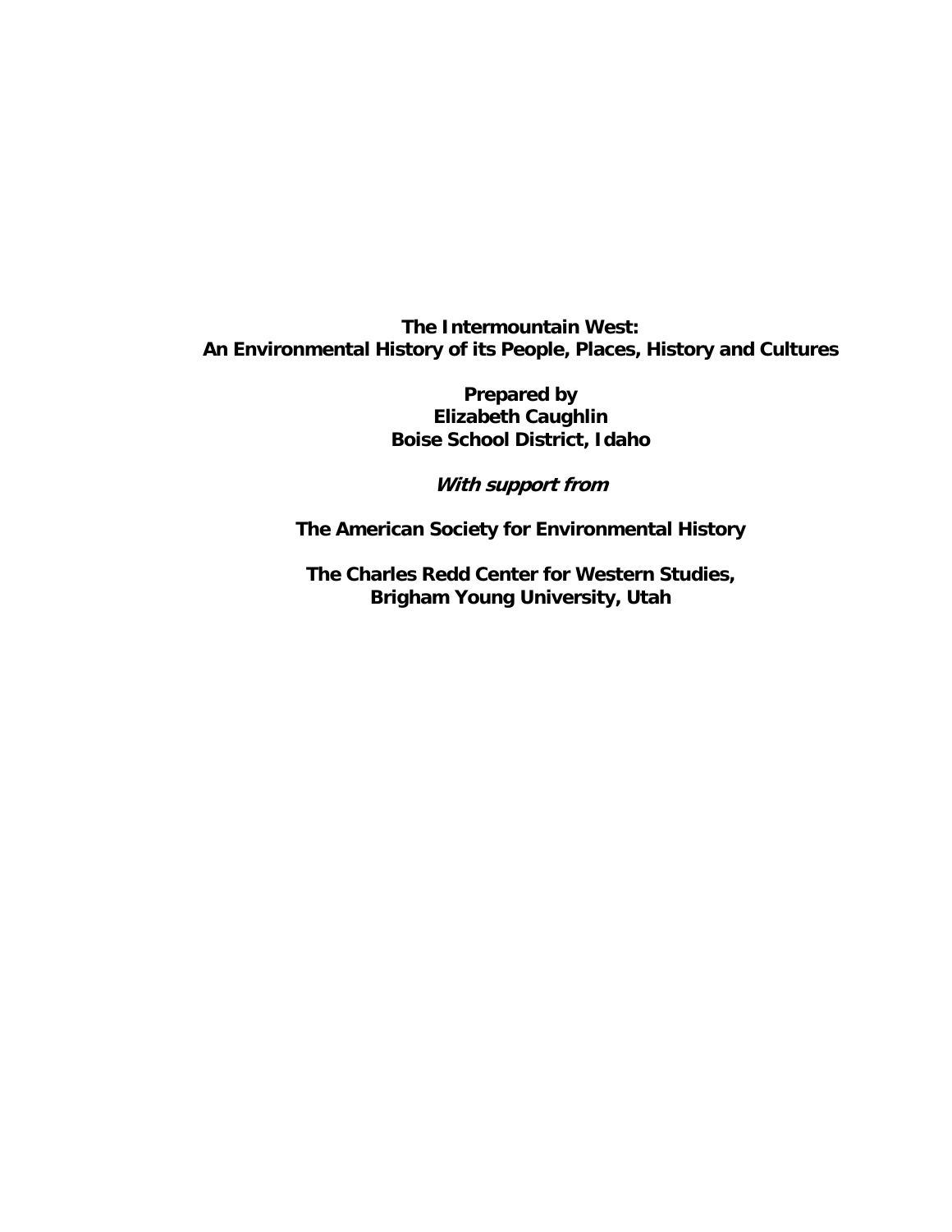# The Intermountain West: An Environmental History of its People, Places, History and Cultures

**Prepared by**
**Elizabeth Caughlin**
**Boise School District, Idaho**

***With support from***

**The American Society for Environmental History**

**The Charles Redd Center for Western Studies, Brigham Young University, Utah**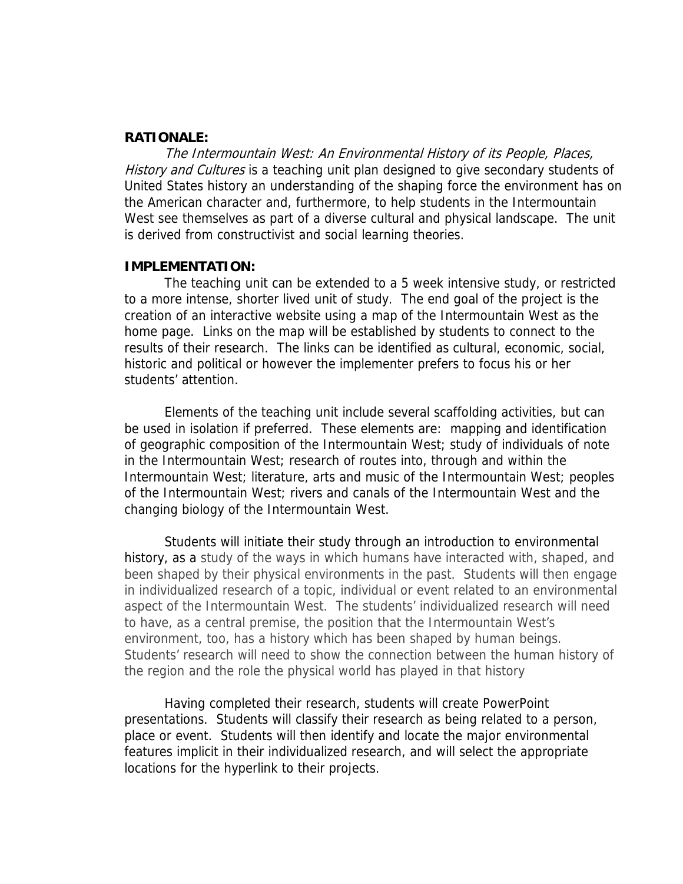**RATIONALE:**

*The Intermountain West: An Environmental History of its People, Places, History and Cultures* is a teaching unit plan designed to give secondary students of United States history an understanding of the shaping force the environment has on the American character and, furthermore, to help students in the Intermountain West see themselves as part of a diverse cultural and physical landscape. The unit is derived from constructivist and social learning theories.

**IMPLEMENTATION:**

The teaching unit can be extended to a 5 week intensive study, or restricted to a more intense, shorter lived unit of study. The end goal of the project is the creation of an interactive website using a map of the Intermountain West as the home page. Links on the map will be established by students to connect to the results of their research. The links can be identified as cultural, economic, social, historic and political or however the implementer prefers to focus his or her students' attention.

Elements of the teaching unit include several scaffolding activities, but can be used in isolation if preferred. These elements are: mapping and identification of geographic composition of the Intermountain West; study of individuals of note in the Intermountain West; research of routes into, through and within the Intermountain West; literature, arts and music of the Intermountain West; peoples of the Intermountain West; rivers and canals of the Intermountain West and the changing biology of the Intermountain West.

Students will initiate their study through an introduction to environmental history, as a study of the ways in which humans have interacted with, shaped, and been shaped by their physical environments in the past. Students will then engage in individualized research of a topic, individual or event related to an environmental aspect of the Intermountain West. The students' individualized research will need to have, as a central premise, the position that the Intermountain West's environment, too, has a history which has been shaped by human beings. Students' research will need to show the connection between the human history of the region and the role the physical world has played in that history

Having completed their research, students will create PowerPoint presentations. Students will classify their research as being related to a person, place or event. Students will then identify and locate the major environmental features implicit in their individualized research, and will select the appropriate locations for the hyperlink to their projects.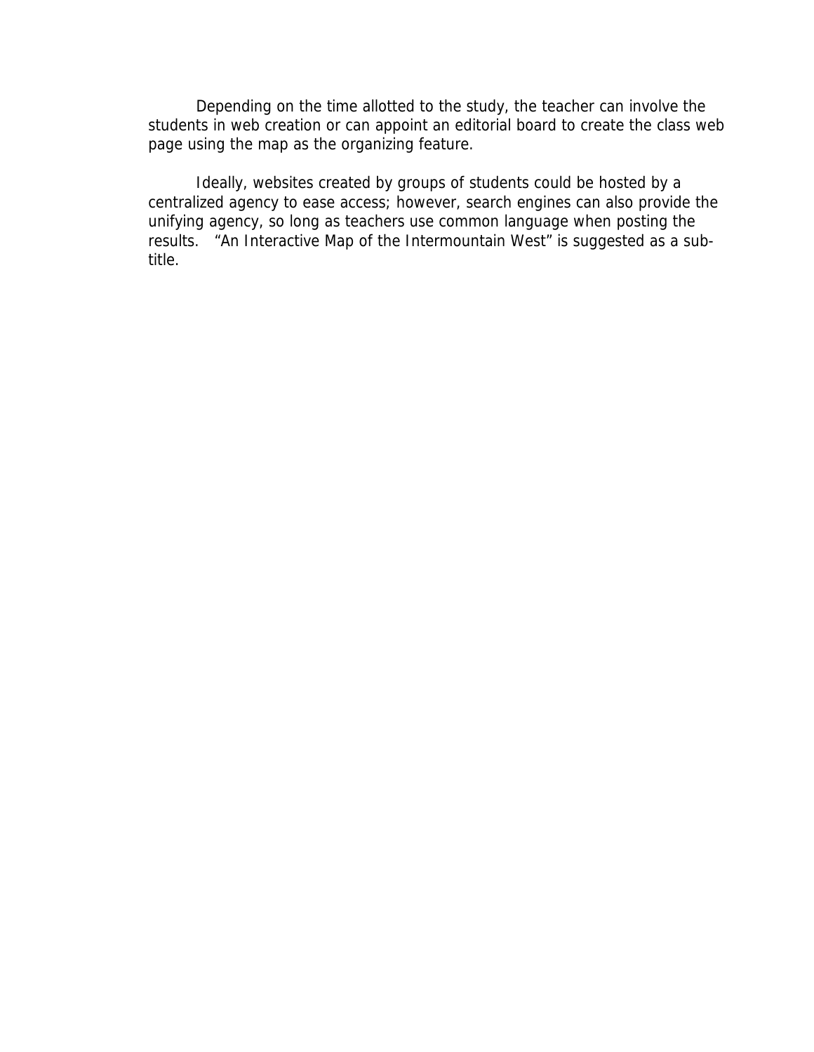Depending on the time allotted to the study, the teacher can involve the students in web creation or can appoint an editorial board to create the class web page using the map as the organizing feature.

Ideally, websites created by groups of students could be hosted by a centralized agency to ease access; however, search engines can also provide the unifying agency, so long as teachers use common language when posting the results. "An Interactive Map of the Intermountain West" is suggested as a sub-title.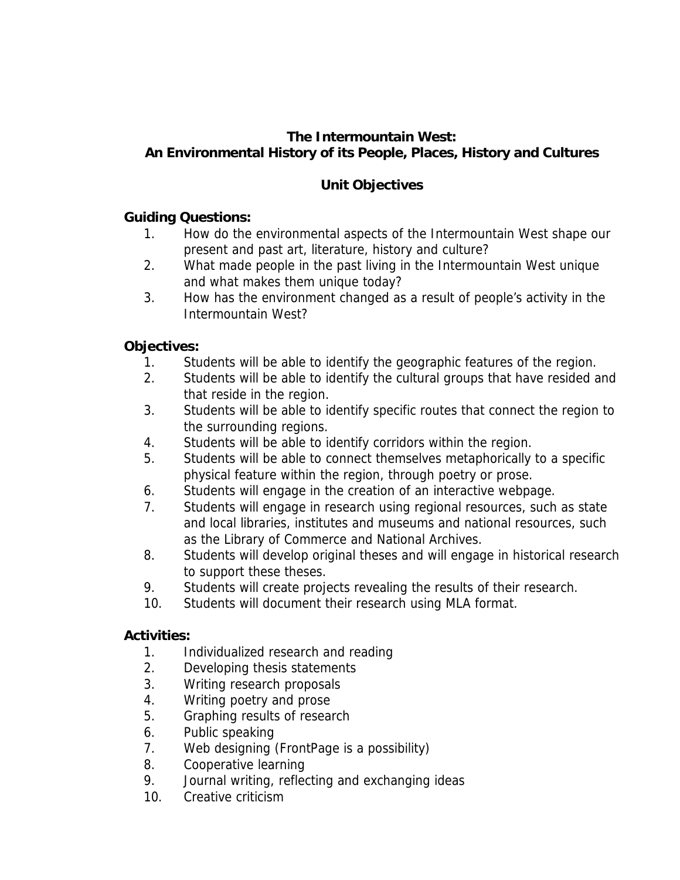# The Intermountain West:
# An Environmental History of its People, Places, History and Cultures

## Unit Objectives

**Guiding Questions:**

1. How do the environmental aspects of the Intermountain West shape our present and past art, literature, history and culture?
2. What made people in the past living in the Intermountain West unique and what makes them unique today?
3. How has the environment changed as a result of people's activity in the Intermountain West?

**Objectives:**

1. Students will be able to identify the geographic features of the region.
2. Students will be able to identify the cultural groups that have resided and that reside in the region.
3. Students will be able to identify specific routes that connect the region to the surrounding regions.
4. Students will be able to identify corridors within the region.
5. Students will be able to connect themselves metaphorically to a specific physical feature within the region, through poetry or prose.
6. Students will engage in the creation of an interactive webpage.
7. Students will engage in research using regional resources, such as state and local libraries, institutes and museums and national resources, such as the Library of Commerce and National Archives.
8. Students will develop original theses and will engage in historical research to support these theses.
9. Students will create projects revealing the results of their research.
10. Students will document their research using MLA format.

**Activities:**

1. Individualized research and reading
2. Developing thesis statements
3. Writing research proposals
4. Writing poetry and prose
5. Graphing results of research
6. Public speaking
7. Web designing (FrontPage is a possibility)
8. Cooperative learning
9. Journal writing, reflecting and exchanging ideas
10. Creative criticism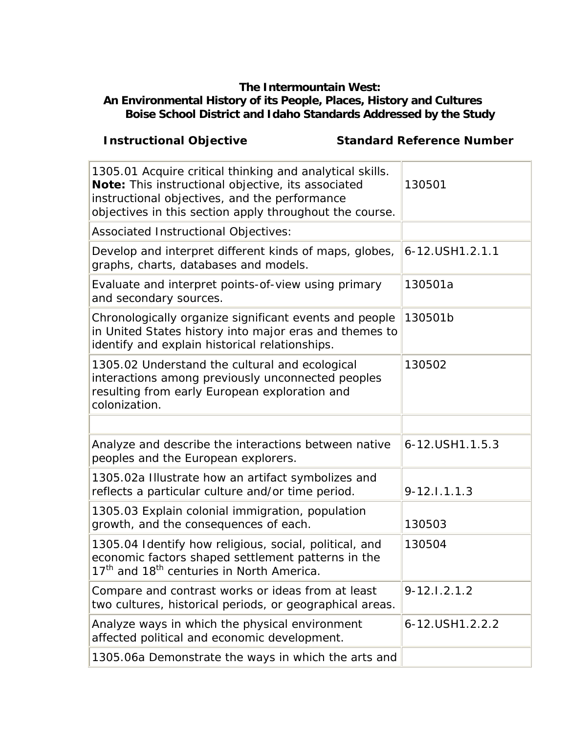**The Intermountain West:**
**An Environmental History of its People, Places, History and Cultures**
**Boise School District and Idaho Standards Addressed by the Study**

| Instructional Objective | Standard Reference Number |
|---|---|
| 1305.01 Acquire critical thinking and analytical skills. **Note:** This instructional objective, its associated instructional objectives, and the performance objectives in this section apply throughout the course. | 130501 |
| Associated Instructional Objectives: | |
| Develop and interpret different kinds of maps, globes, graphs, charts, databases and models. | 6-12.USH1.2.1.1 |
| Evaluate and interpret points-of-view using primary and secondary sources. | 130501a |
| Chronologically organize significant events and people in United States history into major eras and themes to identify and explain historical relationships. | 130501b |
| 1305.02 Understand the cultural and ecological interactions among previously unconnected peoples resulting from early European exploration and colonization. | 130502 |
| | |
| Analyze and describe the interactions between native peoples and the European explorers. | 6-12.USH1.1.5.3 |
| 1305.02a Illustrate how an artifact symbolizes and reflects a particular culture and/or time period. | 9-12.I.1.1.3 |
| 1305.03 Explain colonial immigration, population growth, and the consequences of each. | 130503 |
| 1305.04 Identify how religious, social, political, and economic factors shaped settlement patterns in the 17th and 18th centuries in North America. | 130504 |
| Compare and contrast works or ideas from at least two cultures, historical periods, or geographical areas. | 9-12.I.2.1.2 |
| Analyze ways in which the physical environment affected political and economic development. | 6-12.USH1.2.2.2 |
| 1305.06a Demonstrate the ways in which the arts and | |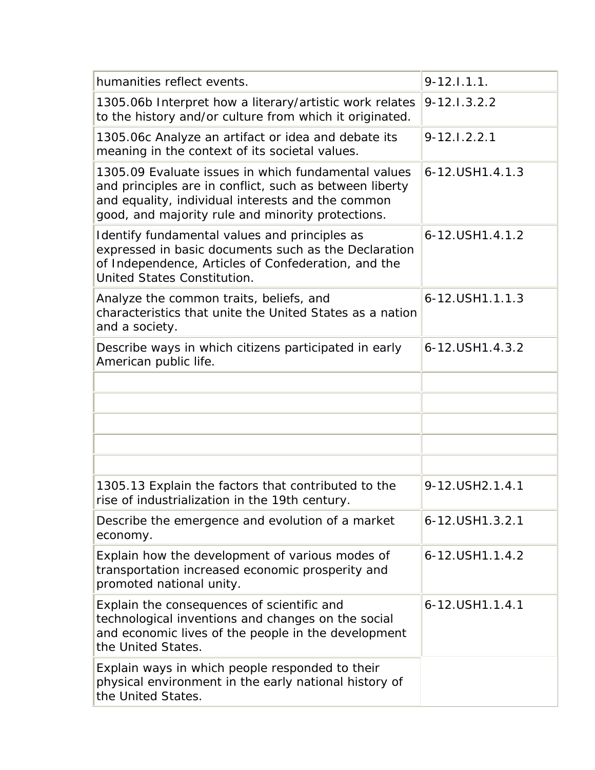| | |
|---|---|
| humanities reflect events. | 9-12.I.1.1. |
| 1305.06b Interpret how a literary/artistic work relates to the history and/or culture from which it originated. | 9-12.I.3.2.2 |
| 1305.06c Analyze an artifact or idea and debate its meaning in the context of its societal values. | 9-12.I.2.2.1 |
| 1305.09 Evaluate issues in which fundamental values and principles are in conflict, such as between liberty and equality, individual interests and the common good, and majority rule and minority protections. | 6-12.USH1.4.1.3 |
| Identify fundamental values and principles as expressed in basic documents such as the Declaration of Independence, Articles of Confederation, and the United States Constitution. | 6-12.USH1.4.1.2 |
| Analyze the common traits, beliefs, and characteristics that unite the United States as a nation and a society. | 6-12.USH1.1.1.3 |
| Describe ways in which citizens participated in early American public life. | 6-12.USH1.4.3.2 |
| | |
| | |
| | |
| | |
| | |
| 1305.13 Explain the factors that contributed to the rise of industrialization in the 19th century. | 9-12.USH2.1.4.1 |
| Describe the emergence and evolution of a market economy. | 6-12.USH1.3.2.1 |
| Explain how the development of various modes of transportation increased economic prosperity and promoted national unity. | 6-12.USH1.1.4.2 |
| Explain the consequences of scientific and technological inventions and changes on the social and economic lives of the people in the development the United States. | 6-12.USH1.1.4.1 |
| Explain ways in which people responded to their physical environment in the early national history of the United States. | |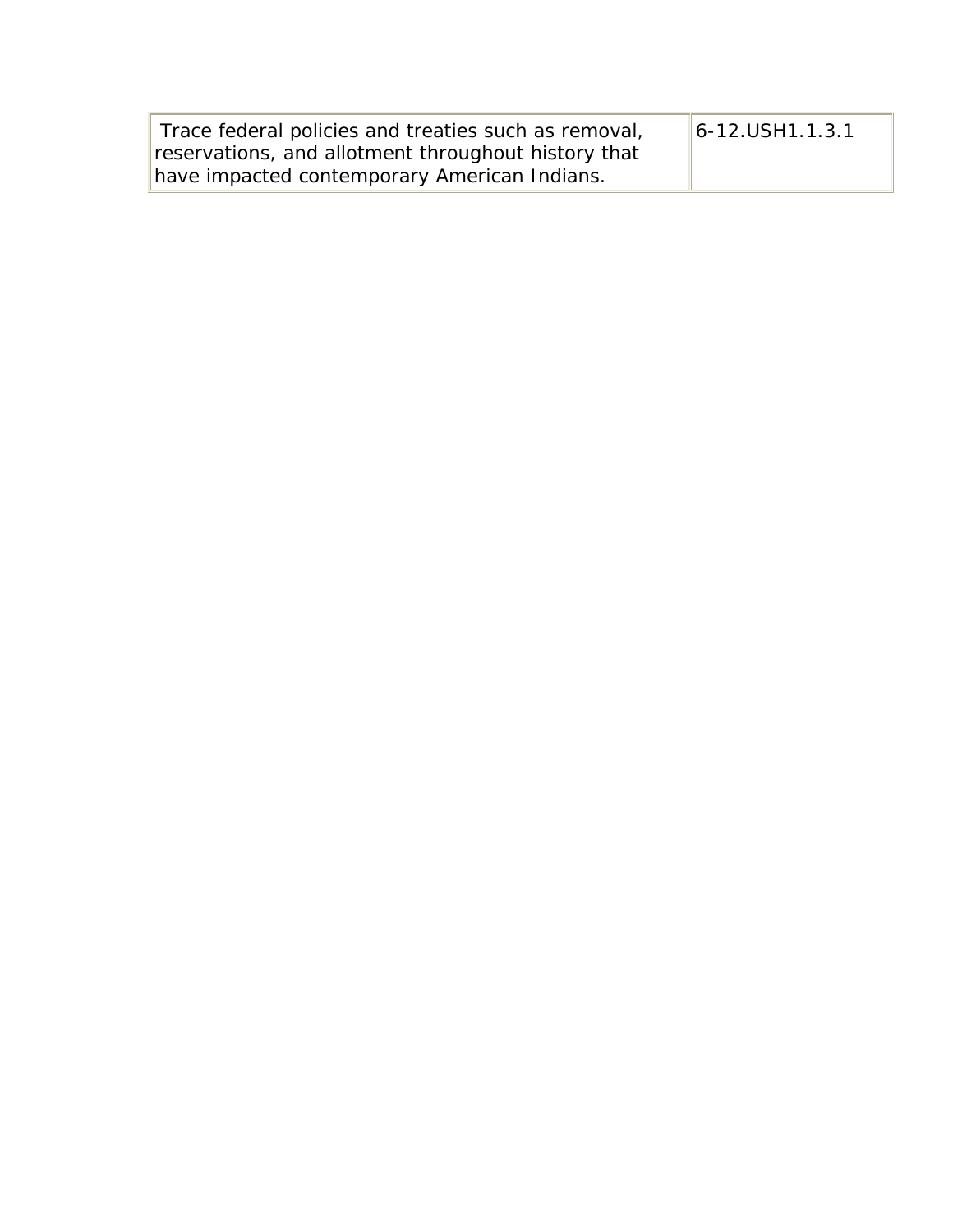| Trace federal policies and treaties such as removal, reservations, and allotment throughout history that have impacted contemporary American Indians. | 6-12.USH1.1.3.1 |
|---|---|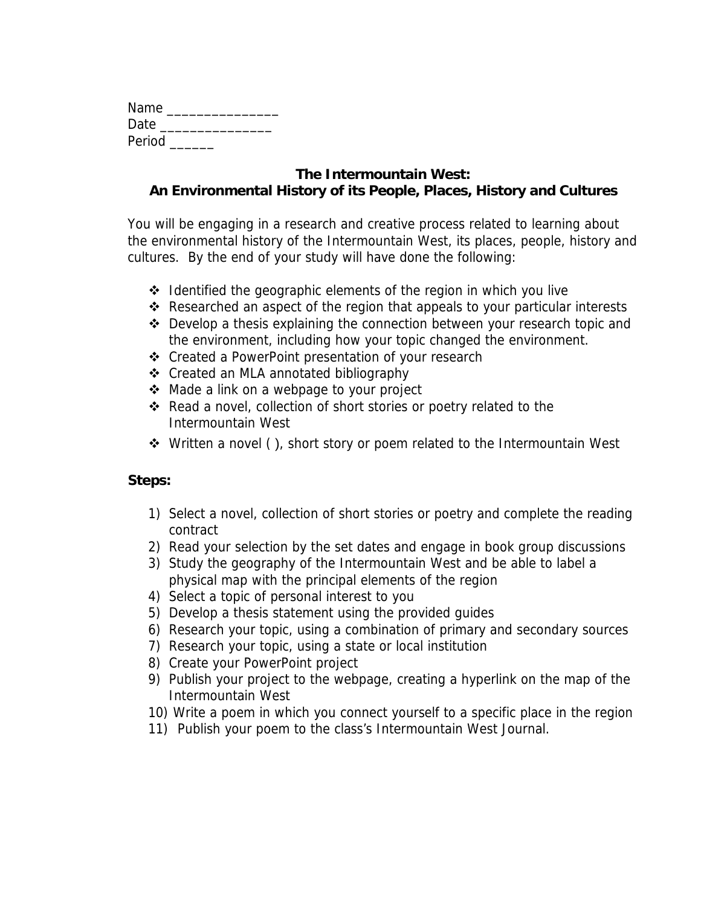Name _______________
Date _______________
Period ______

## The Intermountain West:
## An Environmental History of its People, Places, History and Cultures

You will be engaging in a research and creative process related to learning about the environmental history of the Intermountain West, its places, people, history and cultures. By the end of your study will have done the following:

- Identified the geographic elements of the region in which you live
- Researched an aspect of the region that appeals to your particular interests
- Develop a thesis explaining the connection between your research topic and the environment, including how your topic changed the environment.
- Created a PowerPoint presentation of your research
- Created an MLA annotated bibliography
- Made a link on a webpage to your project
- Read a novel, collection of short stories or poetry related to the Intermountain West
- Written a novel ( ), short story or poem related to the Intermountain West

**Steps:**

1) Select a novel, collection of short stories or poetry and complete the reading contract
2) Read your selection by the set dates and engage in book group discussions
3) Study the geography of the Intermountain West and be able to label a physical map with the principal elements of the region
4) Select a topic of personal interest to you
5) Develop a thesis statement using the provided guides
6) Research your topic, using a combination of primary and secondary sources
7) Research your topic, using a state or local institution
8) Create your PowerPoint project
9) Publish your project to the webpage, creating a hyperlink on the map of the Intermountain West
10) Write a poem in which you connect yourself to a specific place in the region
11) Publish your poem to the class's Intermountain West Journal.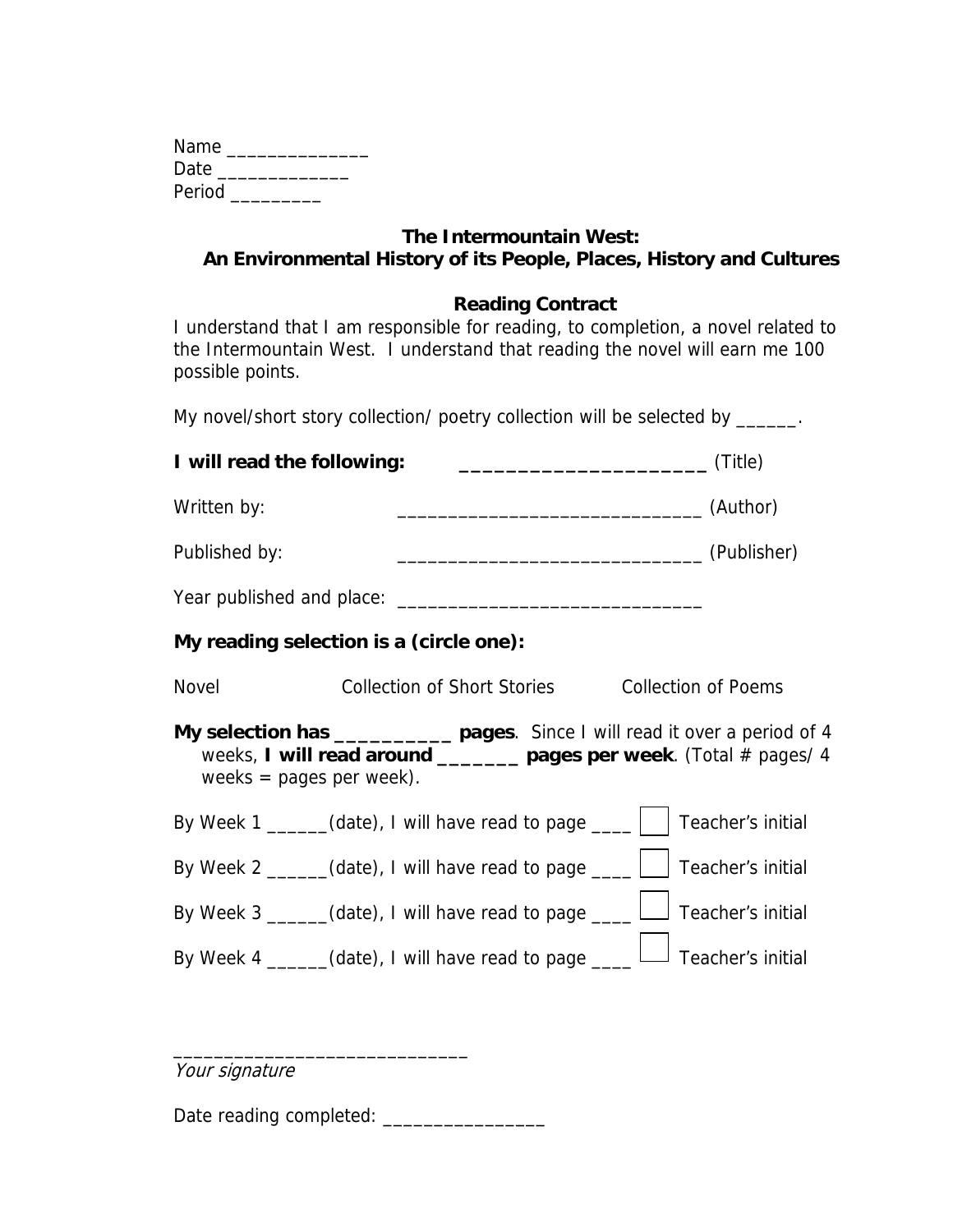Name ______________
Date _____________
Period _________

## The Intermountain West:
## An Environmental History of its People, Places, History and Cultures

### Reading Contract

I understand that I am responsible for reading, to completion, a novel related to the Intermountain West. I understand that reading the novel will earn me 100 possible points.

My novel/short story collection/ poetry collection will be selected by ______.

**I will read the following:** **______________________** (Title)

Written by: ______________________________ (Author)

Published by: ______________________________ (Publisher)

Year published and place: ______________________________

**My reading selection is a (circle one):**

Novel Collection of Short Stories Collection of Poems

**My selection has __________ pages**. Since I will read it over a period of 4 weeks, **I will read around _______ pages per week**. (Total # pages/ 4 weeks = pages per week).

By Week 1 ______(date), I will have read to page ____ ☐ Teacher's initial

By Week 2 ______(date), I will have read to page ____ ☐ Teacher's initial

By Week 3 ______(date), I will have read to page ____ ☐ Teacher's initial

By Week 4 ______(date), I will have read to page ____ ☐ Teacher's initial

_____________________________
*Your signature*

Date reading completed: ________________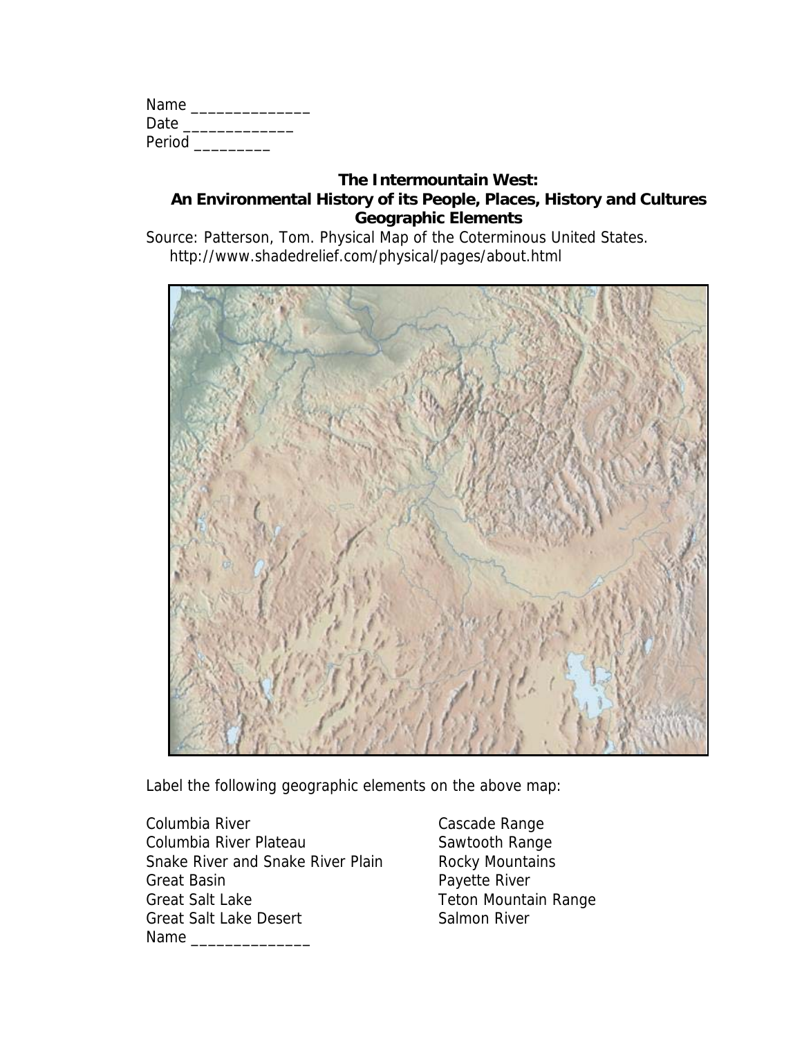Name ______________
Date _____________
Period _________

**The Intermountain West:**
**An Environmental History of its People, Places, History and Cultures**
**Geographic Elements**

Source: Patterson, Tom. Physical Map of the Coterminous United States. http://www.shadedrelief.com/physical/pages/about.html

Label the following geographic elements on the above map:

- Columbia River
- Columbia River Plateau
- Snake River and Snake River Plain
- Great Basin
- Great Salt Lake
- Great Salt Lake Desert
- Cascade Range
- Sawtooth Range
- Rocky Mountains
- Payette River
- Teton Mountain Range
- Salmon River

Name ______________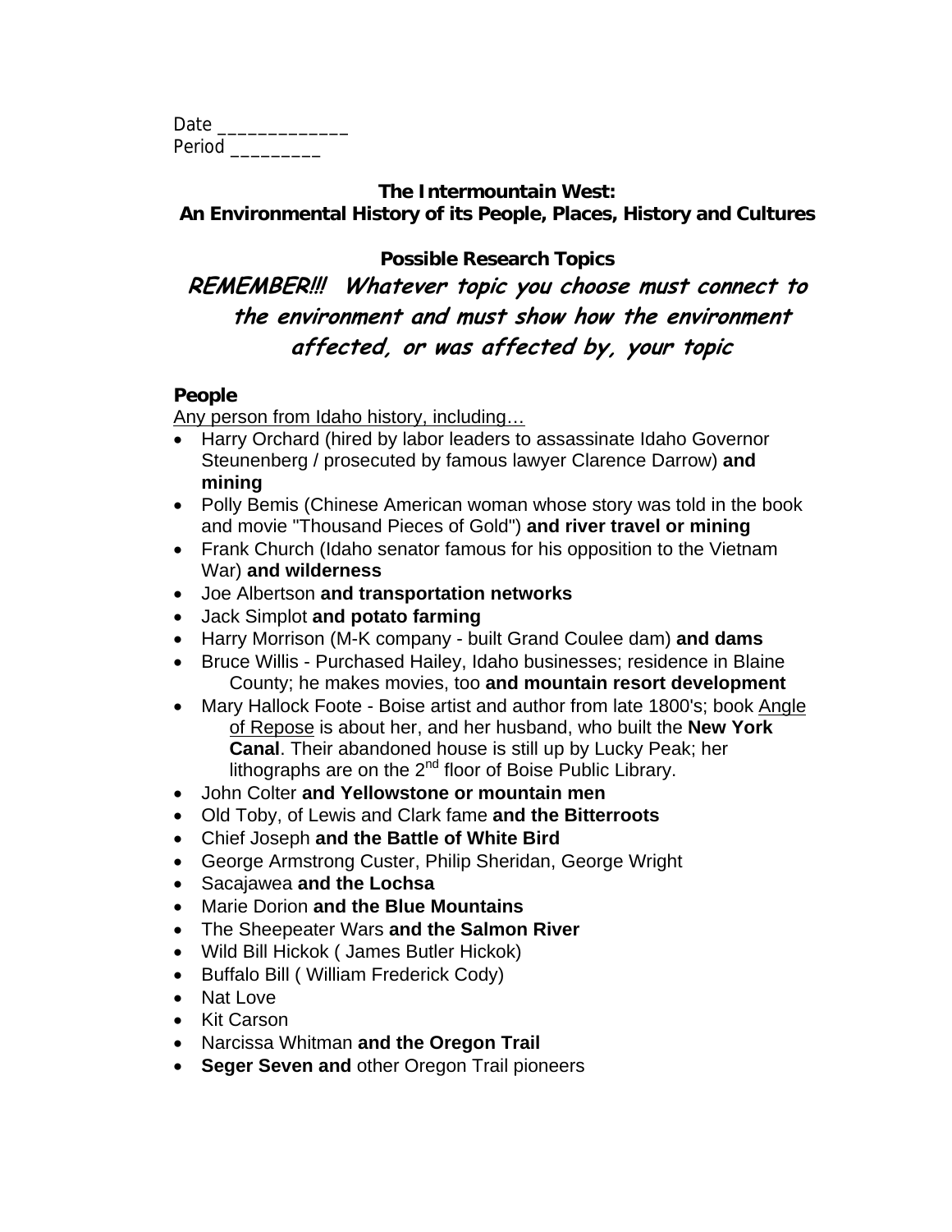Date _____________
Period _________

**The Intermountain West:**
**An Environmental History of its People, Places, History and Cultures**

**Possible Research Topics**

***REMEMBER!!! Whatever topic you choose must connect to the environment and must show how the environment affected, or was affected by, your topic***

### People

Any person from Idaho history, including…

- Harry Orchard (hired by labor leaders to assassinate Idaho Governor Steunenberg / prosecuted by famous lawyer Clarence Darrow) **and mining**
- Polly Bemis (Chinese American woman whose story was told in the book and movie "Thousand Pieces of Gold") **and river travel or mining**
- Frank Church (Idaho senator famous for his opposition to the Vietnam War) **and wilderness**
- Joe Albertson **and transportation networks**
- Jack Simplot **and potato farming**
- Harry Morrison (M-K company - built Grand Coulee dam) **and dams**
- Bruce Willis - Purchased Hailey, Idaho businesses; residence in Blaine County; he makes movies, too **and mountain resort development**
- Mary Hallock Foote - Boise artist and author from late 1800's; book Angle of Repose is about her, and her husband, who built the **New York Canal**. Their abandoned house is still up by Lucky Peak; her lithographs are on the 2nd floor of Boise Public Library.
- John Colter **and Yellowstone or mountain men**
- Old Toby, of Lewis and Clark fame **and the Bitterroots**
- Chief Joseph **and the Battle of White Bird**
- George Armstrong Custer, Philip Sheridan, George Wright
- Sacajawea **and the Lochsa**
- Marie Dorion **and the Blue Mountains**
- The Sheepeater Wars **and the Salmon River**
- Wild Bill Hickok ( James Butler Hickok)
- Buffalo Bill ( William Frederick Cody)
- Nat Love
- Kit Carson
- Narcissa Whitman **and the Oregon Trail**
- **Seger Seven and** other Oregon Trail pioneers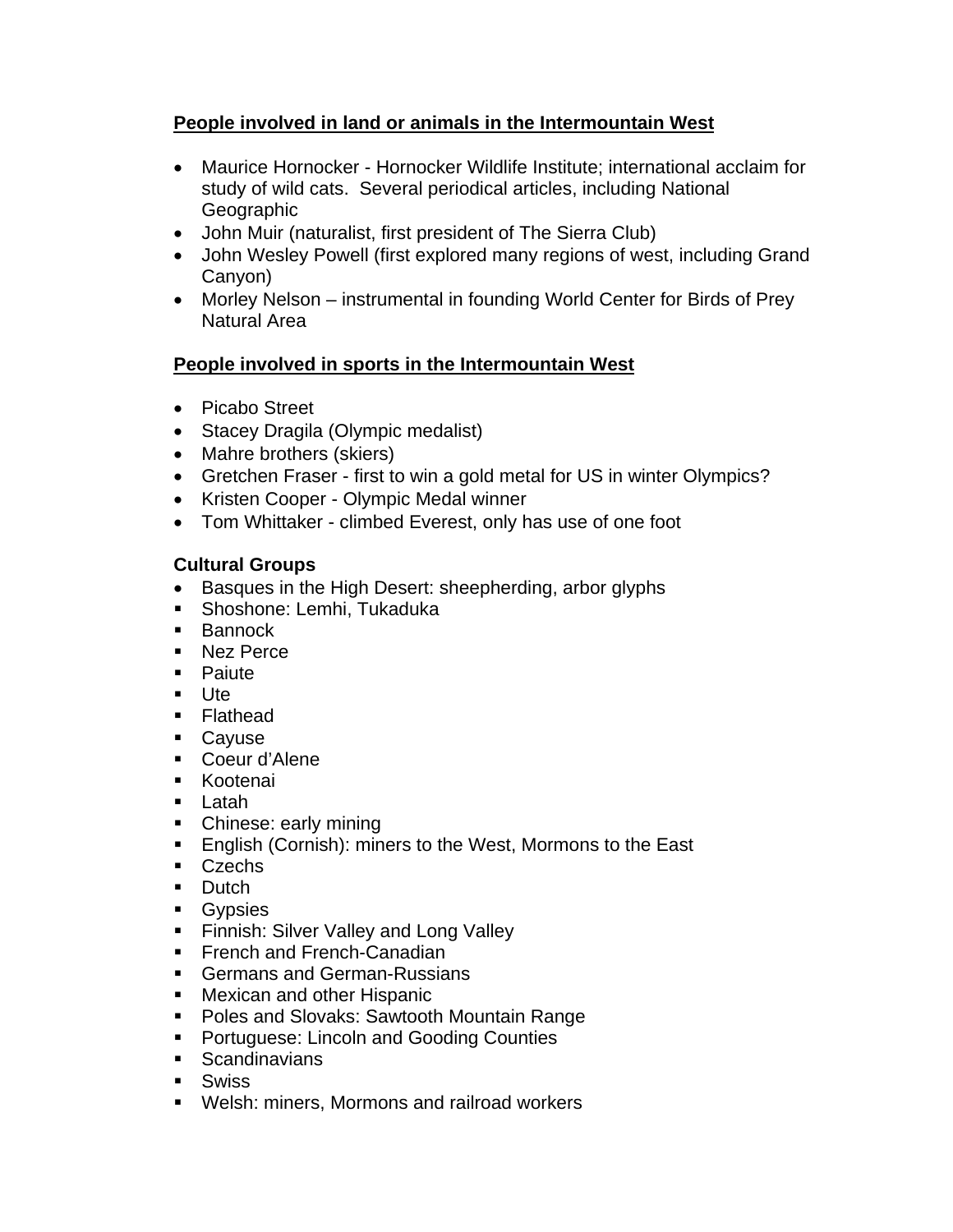**<u>People involved in land or animals in the Intermountain West</u>**

- Maurice Hornocker - Hornocker Wildlife Institute; international acclaim for study of wild cats. Several periodical articles, including National Geographic
- John Muir (naturalist, first president of The Sierra Club)
- John Wesley Powell (first explored many regions of west, including Grand Canyon)
- Morley Nelson – instrumental in founding World Center for Birds of Prey Natural Area

**<u>People involved in sports in the Intermountain West</u>**

- Picabo Street
- Stacey Dragila (Olympic medalist)
- Mahre brothers (skiers)
- Gretchen Fraser - first to win a gold metal for US in winter Olympics?
- Kristen Cooper - Olympic Medal winner
- Tom Whittaker - climbed Everest, only has use of one foot

**Cultural Groups**

- Basques in the High Desert: sheepherding, arbor glyphs
- Shoshone: Lemhi, Tukaduka
- Bannock
- Nez Perce
- Paiute
- Ute
- Flathead
- Cayuse
- Coeur d'Alene
- Kootenai
- Latah
- Chinese: early mining
- English (Cornish): miners to the West, Mormons to the East
- Czechs
- Dutch
- Gypsies
- Finnish: Silver Valley and Long Valley
- French and French-Canadian
- Germans and German-Russians
- Mexican and other Hispanic
- Poles and Slovaks: Sawtooth Mountain Range
- Portuguese: Lincoln and Gooding Counties
- Scandinavians
- Swiss
- Welsh: miners, Mormons and railroad workers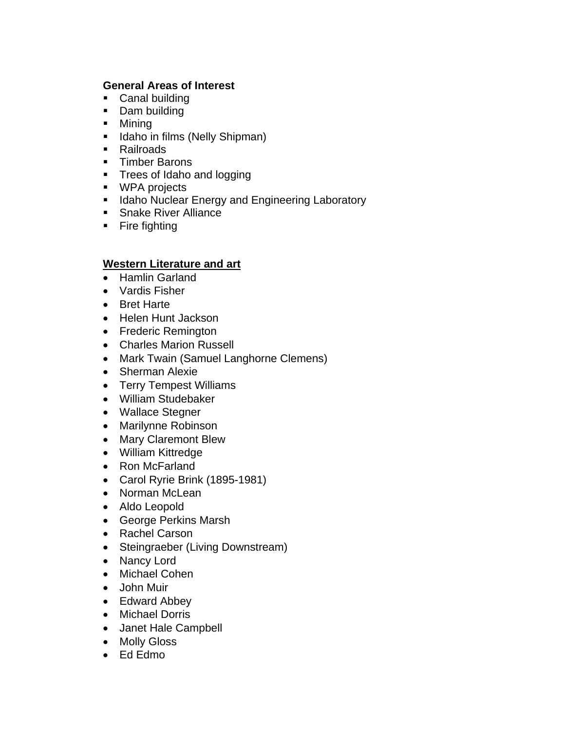**General Areas of Interest**

- Canal building
- Dam building
- Mining
- Idaho in films (Nelly Shipman)
- Railroads
- Timber Barons
- Trees of Idaho and logging
- WPA projects
- Idaho Nuclear Energy and Engineering Laboratory
- Snake River Alliance
- Fire fighting

**Western Literature and art**

- Hamlin Garland
- Vardis Fisher
- Bret Harte
- Helen Hunt Jackson
- Frederic Remington
- Charles Marion Russell
- Mark Twain (Samuel Langhorne Clemens)
- Sherman Alexie
- Terry Tempest Williams
- William Studebaker
- Wallace Stegner
- Marilynne Robinson
- Mary Claremont Blew
- William Kittredge
- Ron McFarland
- Carol Ryrie Brink (1895-1981)
- Norman McLean
- Aldo Leopold
- George Perkins Marsh
- Rachel Carson
- Steingraeber (Living Downstream)
- Nancy Lord
- Michael Cohen
- John Muir
- Edward Abbey
- Michael Dorris
- Janet Hale Campbell
- Molly Gloss
- Ed Edmo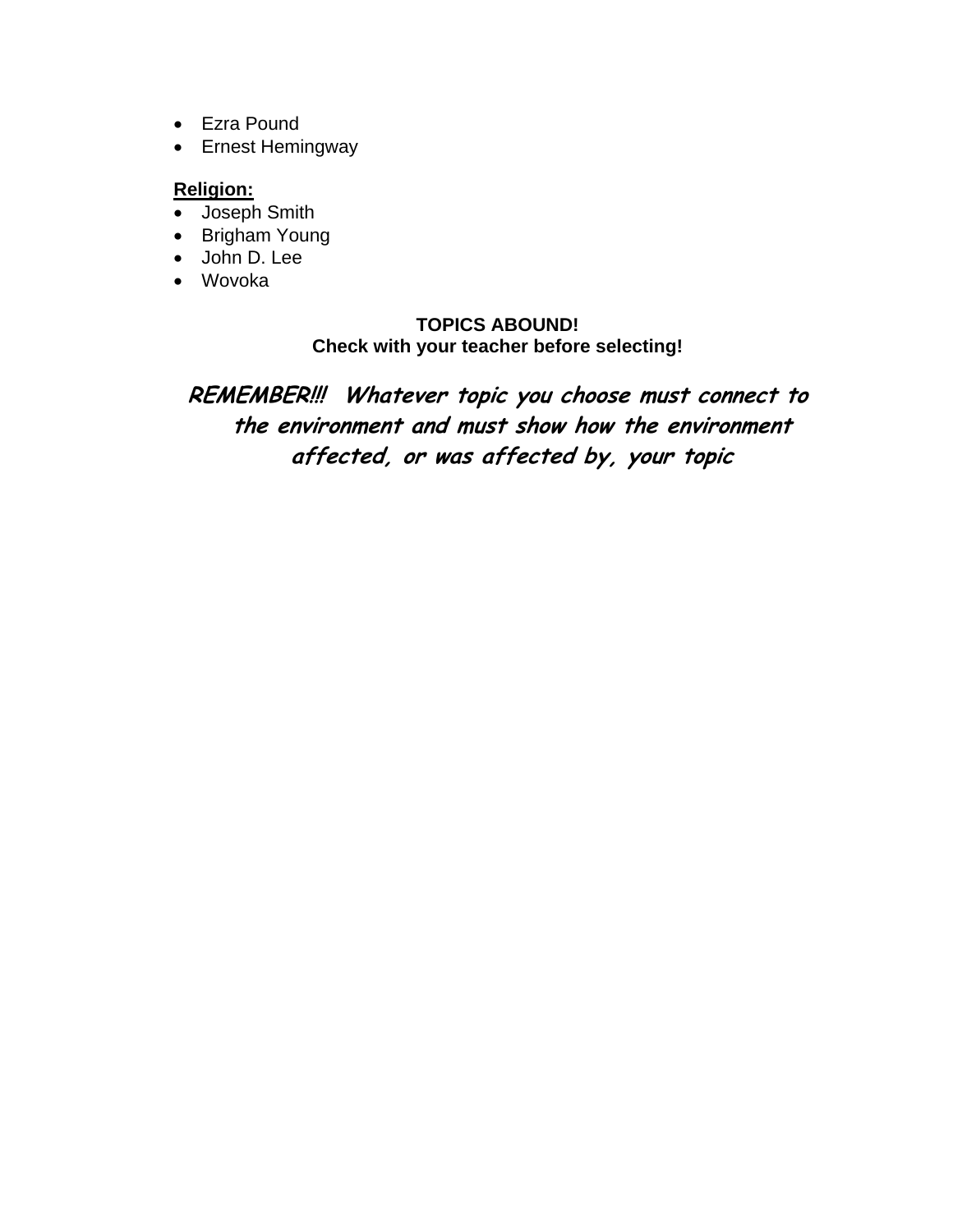- Ezra Pound
- Ernest Hemingway

**Religion:**

- Joseph Smith
- Brigham Young
- John D. Lee
- Wovoka

**TOPICS ABOUND!**
**Check with your teacher before selecting!**

***REMEMBER!!! Whatever topic you choose must connect to the environment and must show how the environment affected, or was affected by, your topic***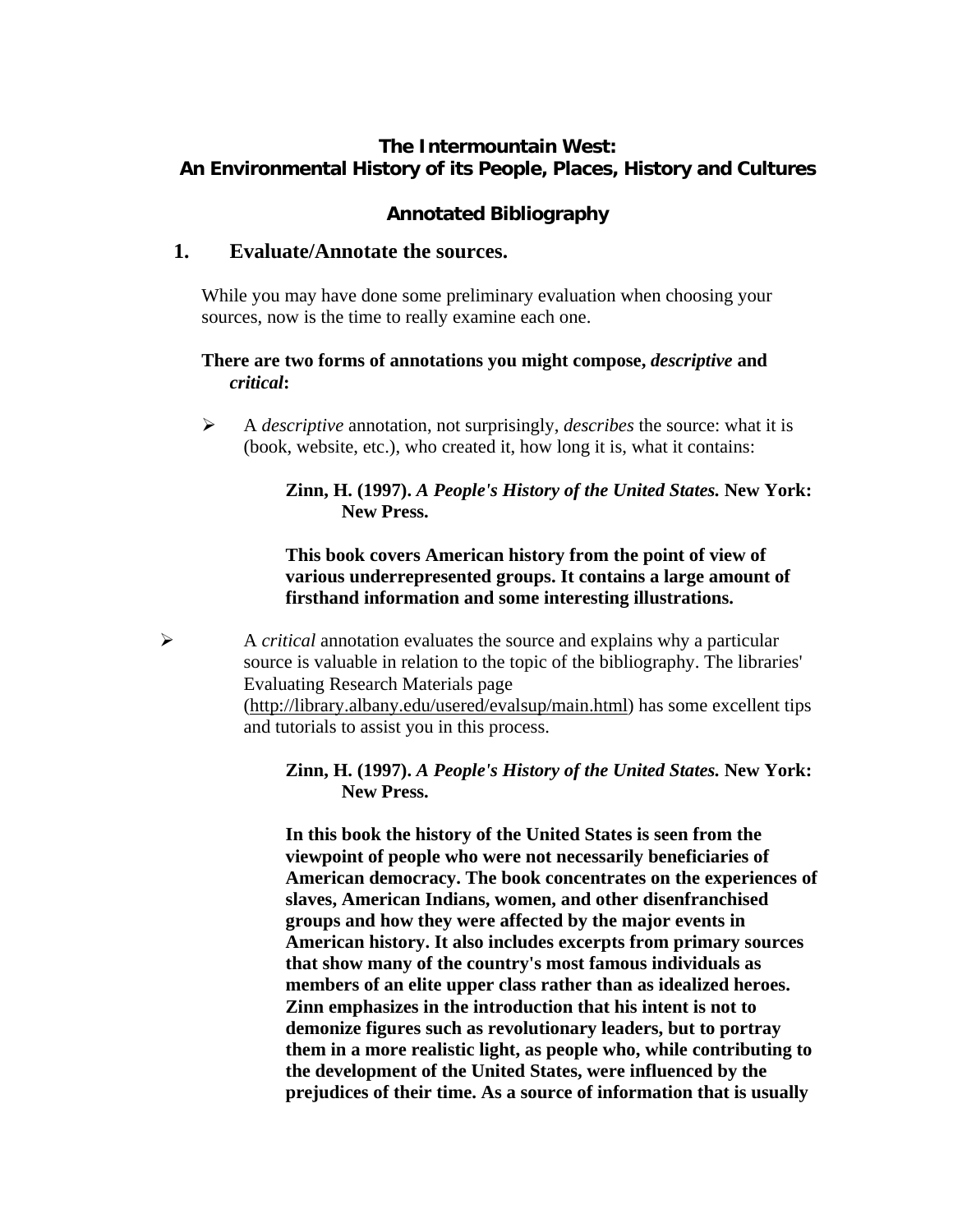**The Intermountain West:**
**An Environmental History of its People, Places, History and Cultures**

**Annotated Bibliography**

## 1. Evaluate/Annotate the sources.

While you may have done some preliminary evaluation when choosing your sources, now is the time to really examine each one.

**There are two forms of annotations you might compose, *descriptive* and *critical*:**

- A *descriptive* annotation, not surprisingly, *describes* the source: what it is (book, website, etc.), who created it, how long it is, what it contains:

  **Zinn, H. (1997). *A People's History of the United States.* New York: New Press.**

  **This book covers American history from the point of view of various underrepresented groups. It contains a large amount of firsthand information and some interesting illustrations.**

- A *critical* annotation evaluates the source and explains why a particular source is valuable in relation to the topic of the bibliography. The libraries' Evaluating Research Materials page (http://library.albany.edu/usered/evalsup/main.html) has some excellent tips and tutorials to assist you in this process.

  **Zinn, H. (1997). *A People's History of the United States.* New York: New Press.**

  **In this book the history of the United States is seen from the viewpoint of people who were not necessarily beneficiaries of American democracy. The book concentrates on the experiences of slaves, American Indians, women, and other disenfranchised groups and how they were affected by the major events in American history. It also includes excerpts from primary sources that show many of the country's most famous individuals as members of an elite upper class rather than as idealized heroes. Zinn emphasizes in the introduction that his intent is not to demonize figures such as revolutionary leaders, but to portray them in a more realistic light, as people who, while contributing to the development of the United States, were influenced by the prejudices of their time. As a source of information that is usually**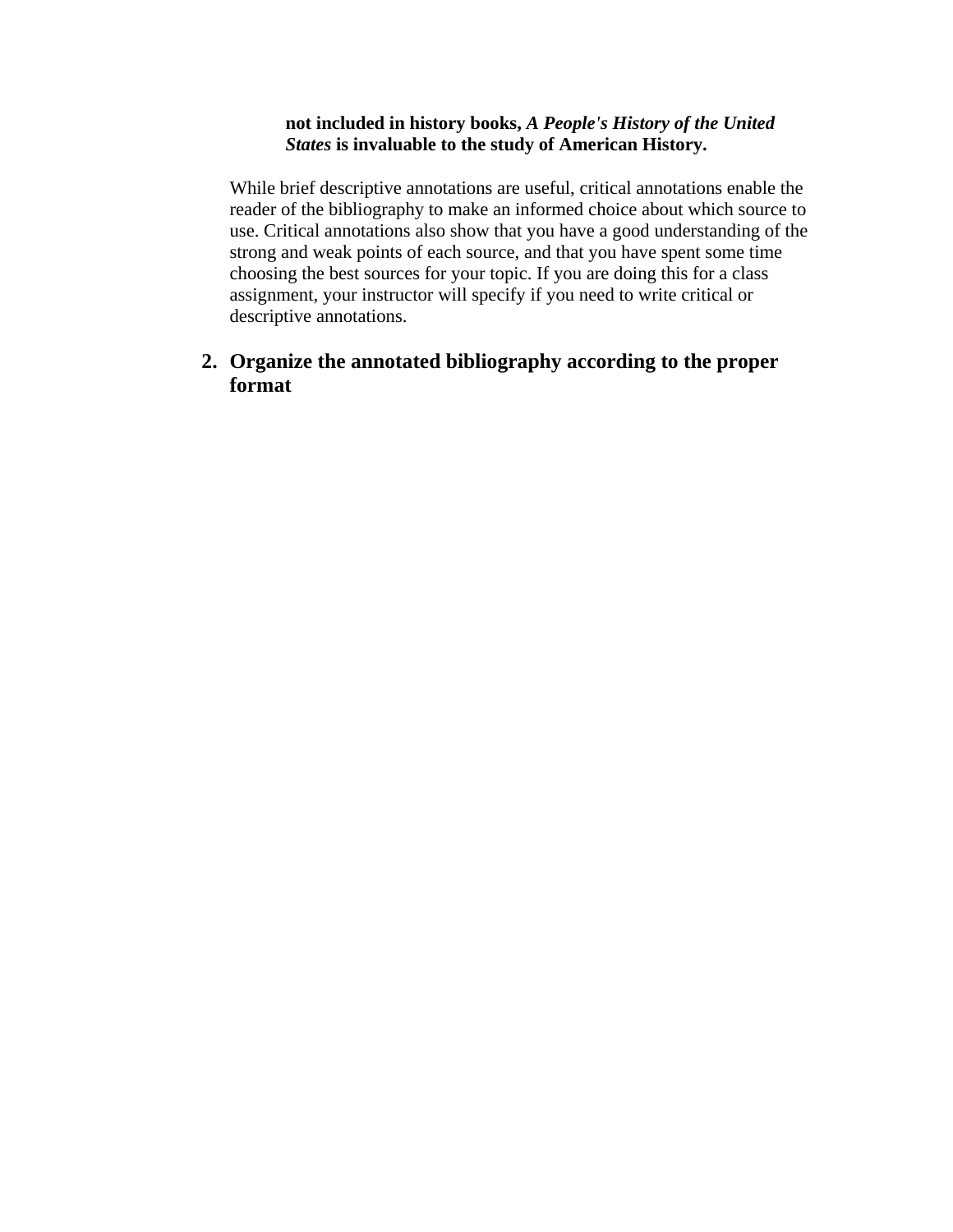**not included in history books, *A People's History of the United States* is invaluable to the study of American History.**

While brief descriptive annotations are useful, critical annotations enable the reader of the bibliography to make an informed choice about which source to use. Critical annotations also show that you have a good understanding of the strong and weak points of each source, and that you have spent some time choosing the best sources for your topic. If you are doing this for a class assignment, your instructor will specify if you need to write critical or descriptive annotations.

## 2. Organize the annotated bibliography according to the proper format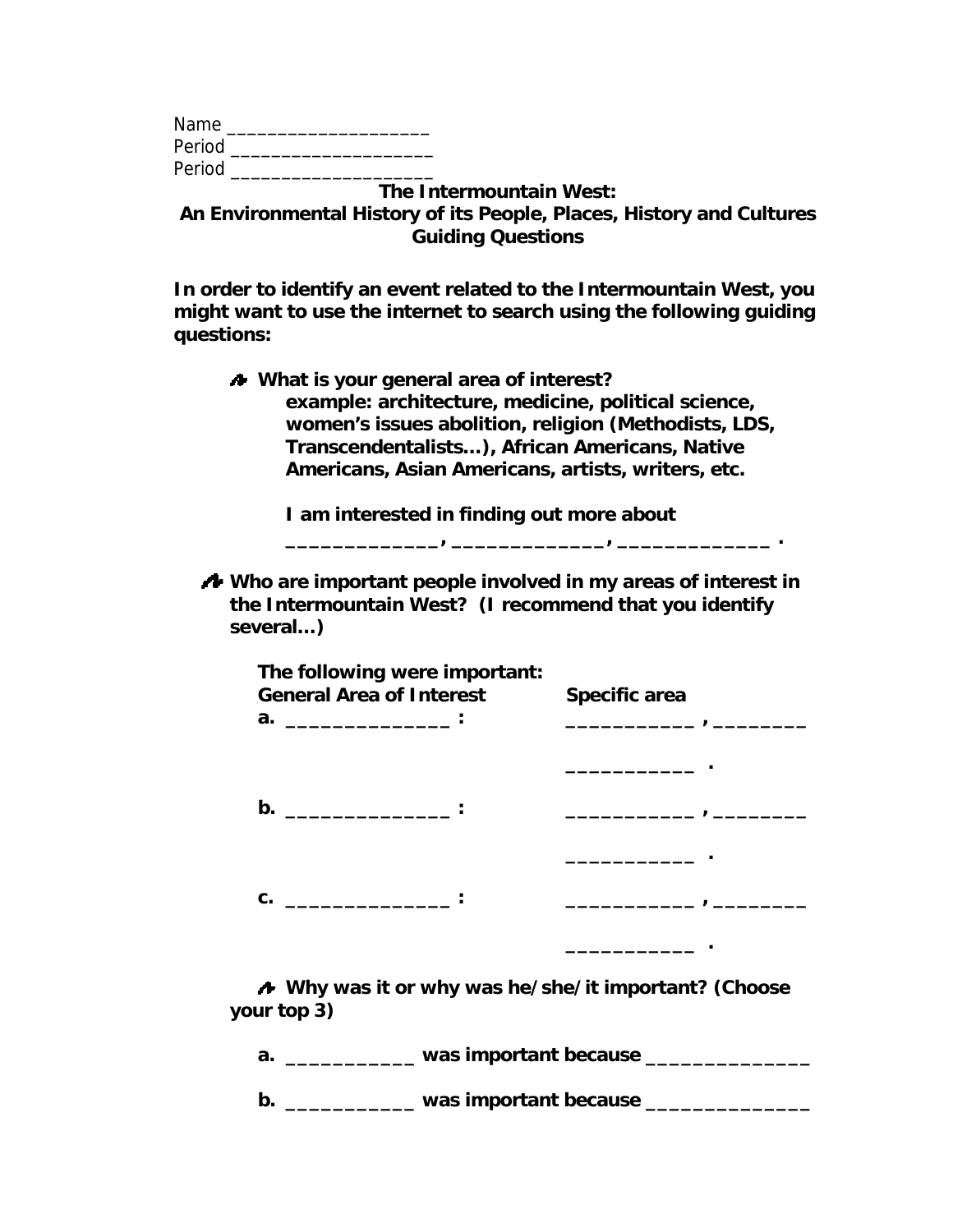Name ____________________
Period ____________________
Period ____________________

**The Intermountain West:**
**An Environmental History of its People, Places, History and Cultures**
**Guiding Questions**

**In order to identify an event related to the Intermountain West, you might want to use the internet to search using the following guiding questions:**

- **What is your general area of interest?**
  **example: architecture, medicine, political science, women's issues abolition, religion (Methodists, LDS, Transcendentalists…), African Americans, Native Americans, Asian Americans, artists, writers, etc.**

  **I am interested in finding out more about**
  **______________, ______________, ______________ .**

- **Who are important people involved in my areas of interest in the Intermountain West? (I recommend that you identify several…)**

  **The following were important:**

  | **General Area of Interest** | **Specific area** |
  |---|---|
  | **a. _______________ :** | **____________ , _________** |
  | | **____________ .** |
  | **b. _______________ :** | **____________ , _________** |
  | | **____________ .** |
  | **c. _______________ :** | **____________ , _________** |
  | | **____________ .** |

- **Why was it or why was he/she/it important? (Choose your top 3)**

  **a. ____________ was important because _______________**

  **b. ____________ was important because _______________**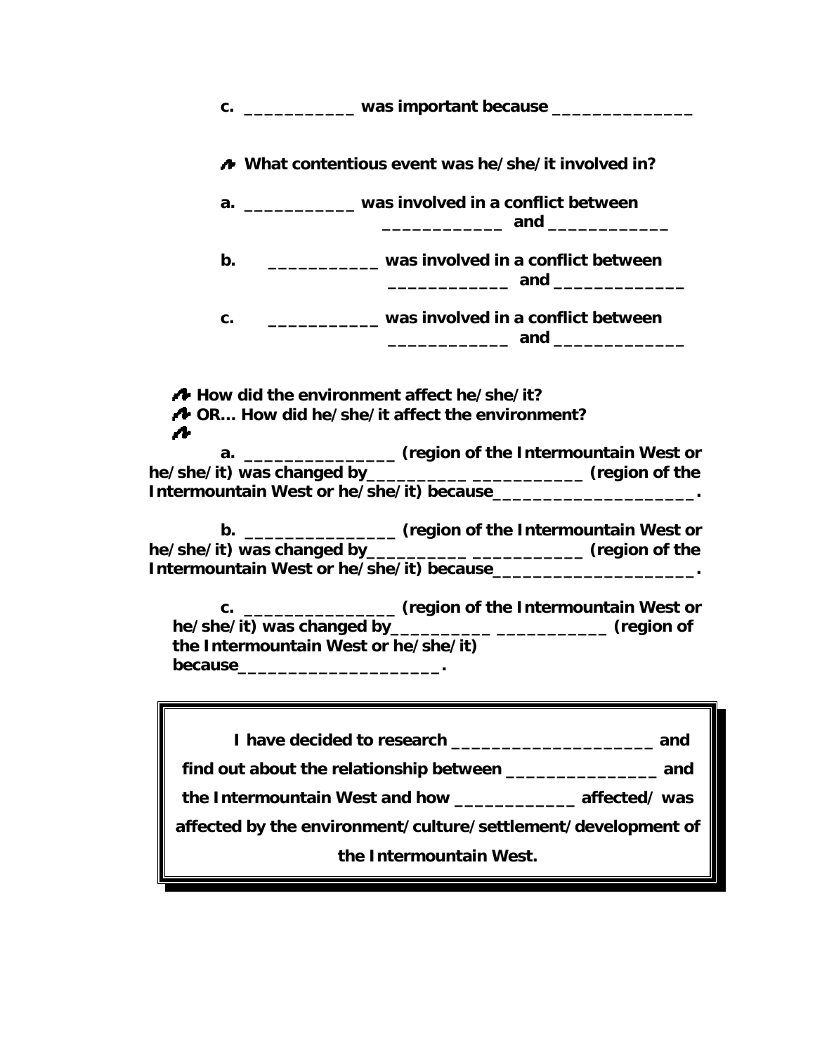**c. ___________ was important because ______________**

- **What contentious event was he/she/it involved in?**

**a. ___________ was involved in a conflict between ____________ and ____________**

**b. ___________ was involved in a conflict between ____________ and _____________**

**c. ___________ was involved in a conflict between ____________ and _____________**

- **How did the environment affect he/she/it?**
- **OR... How did he/she/it affect the environment?**
- 

**a. _______________ (region of the Intermountain West or he/she/it) was changed by__________ ___________ (region of the Intermountain West or he/she/it) because____________________.**

**b. _______________ (region of the Intermountain West or he/she/it) was changed by__________ ___________ (region of the Intermountain West or he/she/it) because____________________.**

**c. _______________ (region of the Intermountain West or he/she/it) was changed by__________ ___________ (region of the Intermountain West or he/she/it) because____________________.**

**I have decided to research ____________________ and find out about the relationship between _______________ and the Intermountain West and how ____________ affected/ was affected by the environment/culture/settlement/development of the Intermountain West.**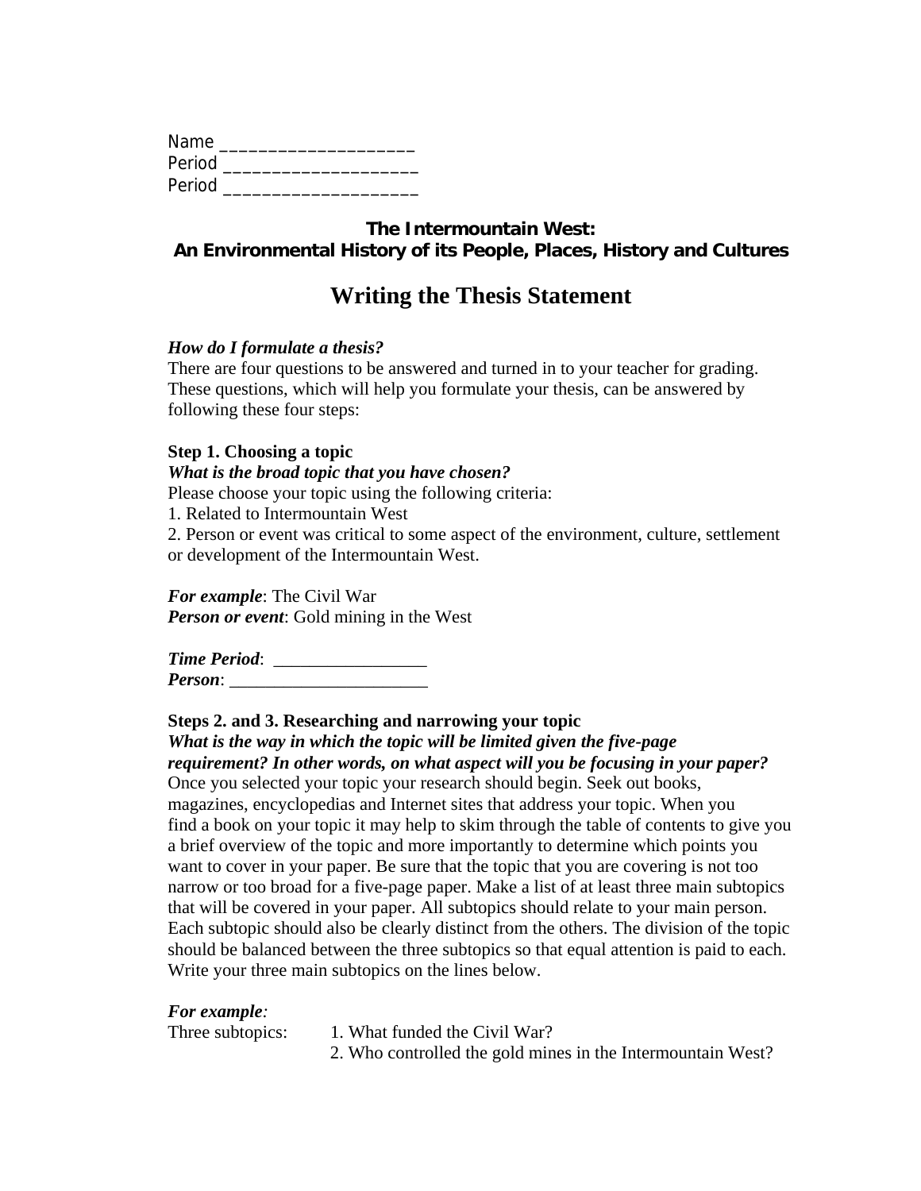Name ____________________
Period ____________________
Period ____________________

**The Intermountain West:**
**An Environmental History of its People, Places, History and Cultures**

# Writing the Thesis Statement

***How do I formulate a thesis?***
There are four questions to be answered and turned in to your teacher for grading. These questions, which will help you formulate your thesis, can be answered by following these four steps:

**Step 1. Choosing a topic**
***What is the broad topic that you have chosen?***
Please choose your topic using the following criteria:
1. Related to Intermountain West
2. Person or event was critical to some aspect of the environment, culture, settlement or development of the Intermountain West.

***For example***: The Civil War
***Person or event***: Gold mining in the West

***Time Period***: _________________
***Person***: ______________________

**Steps 2. and 3. Researching and narrowing your topic**
***What is the way in which the topic will be limited given the five-page requirement? In other words, on what aspect will you be focusing in your paper?***
Once you selected your topic your research should begin. Seek out books, magazines, encyclopedias and Internet sites that address your topic. When you find a book on your topic it may help to skim through the table of contents to give you a brief overview of the topic and more importantly to determine which points you want to cover in your paper. Be sure that the topic that you are covering is not too narrow or too broad for a five-page paper. Make a list of at least three main subtopics that will be covered in your paper. All subtopics should relate to your main person. Each subtopic should also be clearly distinct from the others. The division of the topic should be balanced between the three subtopics so that equal attention is paid to each. Write your three main subtopics on the lines below.

***For example:***
Three subtopics:
1. What funded the Civil War?
2. Who controlled the gold mines in the Intermountain West?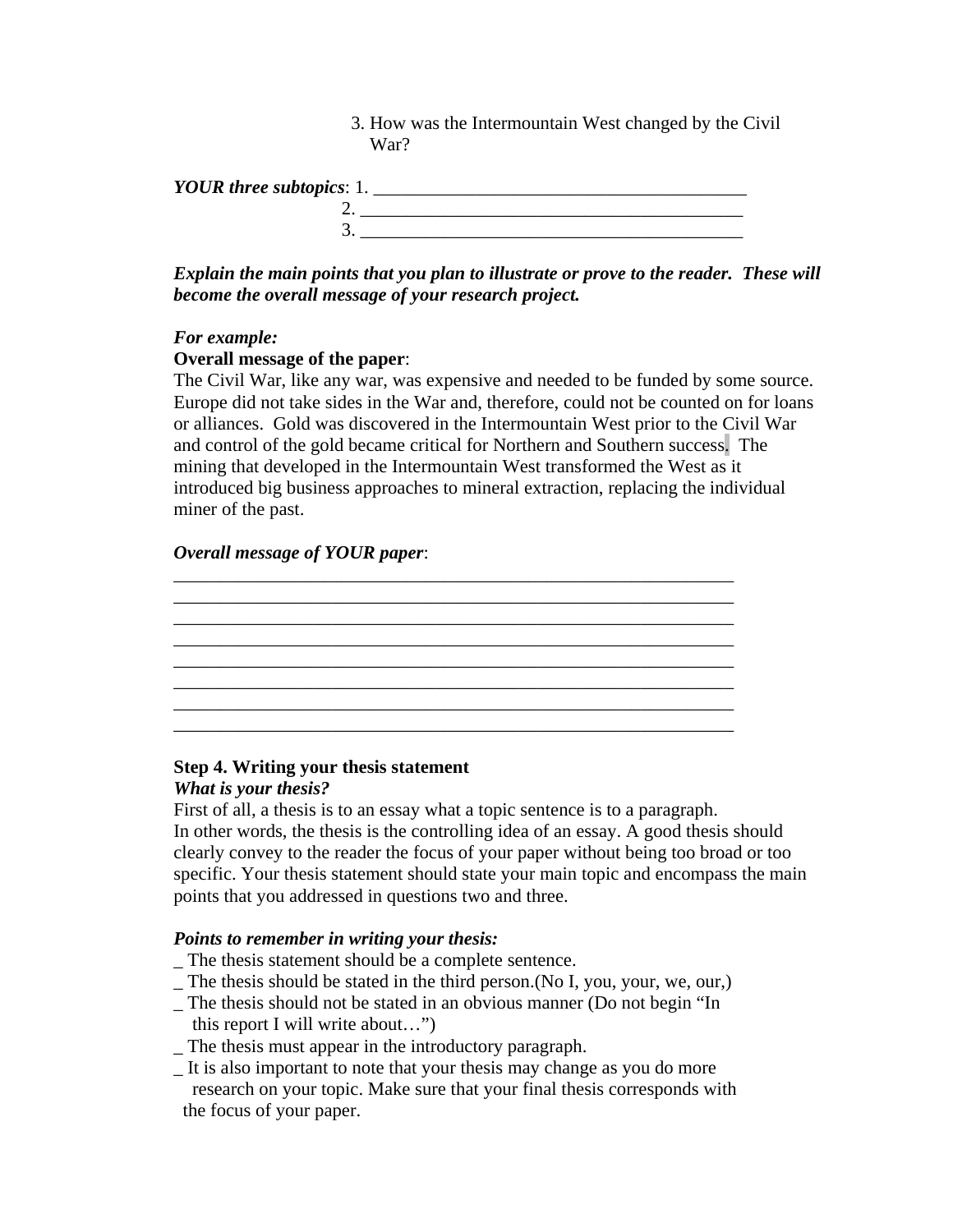3. How was the Intermountain West changed by the Civil War?

***YOUR three subtopics***: 1. ________________________________________
2. ________________________________________
3. ________________________________________

***Explain the main points that you plan to illustrate or prove to the reader. These will become the overall message of your research project.***

***For example:***

**Overall message of the paper**:

The Civil War, like any war, was expensive and needed to be funded by some source. Europe did not take sides in the War and, therefore, could not be counted on for loans or alliances. Gold was discovered in the Intermountain West prior to the Civil War and control of the gold became critical for Northern and Southern success. The mining that developed in the Intermountain West transformed the West as it introduced big business approaches to mineral extraction, replacing the individual miner of the past.

***Overall message of YOUR paper***:

______________________________________________________________
______________________________________________________________
______________________________________________________________
______________________________________________________________
______________________________________________________________
______________________________________________________________
______________________________________________________________
______________________________________________________________

**Step 4. Writing your thesis statement**

***What is your thesis?***

First of all, a thesis is to an essay what a topic sentence is to a paragraph. In other words, the thesis is the controlling idea of an essay. A good thesis should clearly convey to the reader the focus of your paper without being too broad or too specific. Your thesis statement should state your main topic and encompass the main points that you addressed in questions two and three.

***Points to remember in writing your thesis:***

_ The thesis statement should be a complete sentence.
_ The thesis should be stated in the third person.(No I, you, your, we, our,)
_ The thesis should not be stated in an obvious manner (Do not begin "In this report I will write about…")
_ The thesis must appear in the introductory paragraph.
_ It is also important to note that your thesis may change as you do more research on your topic. Make sure that your final thesis corresponds with the focus of your paper.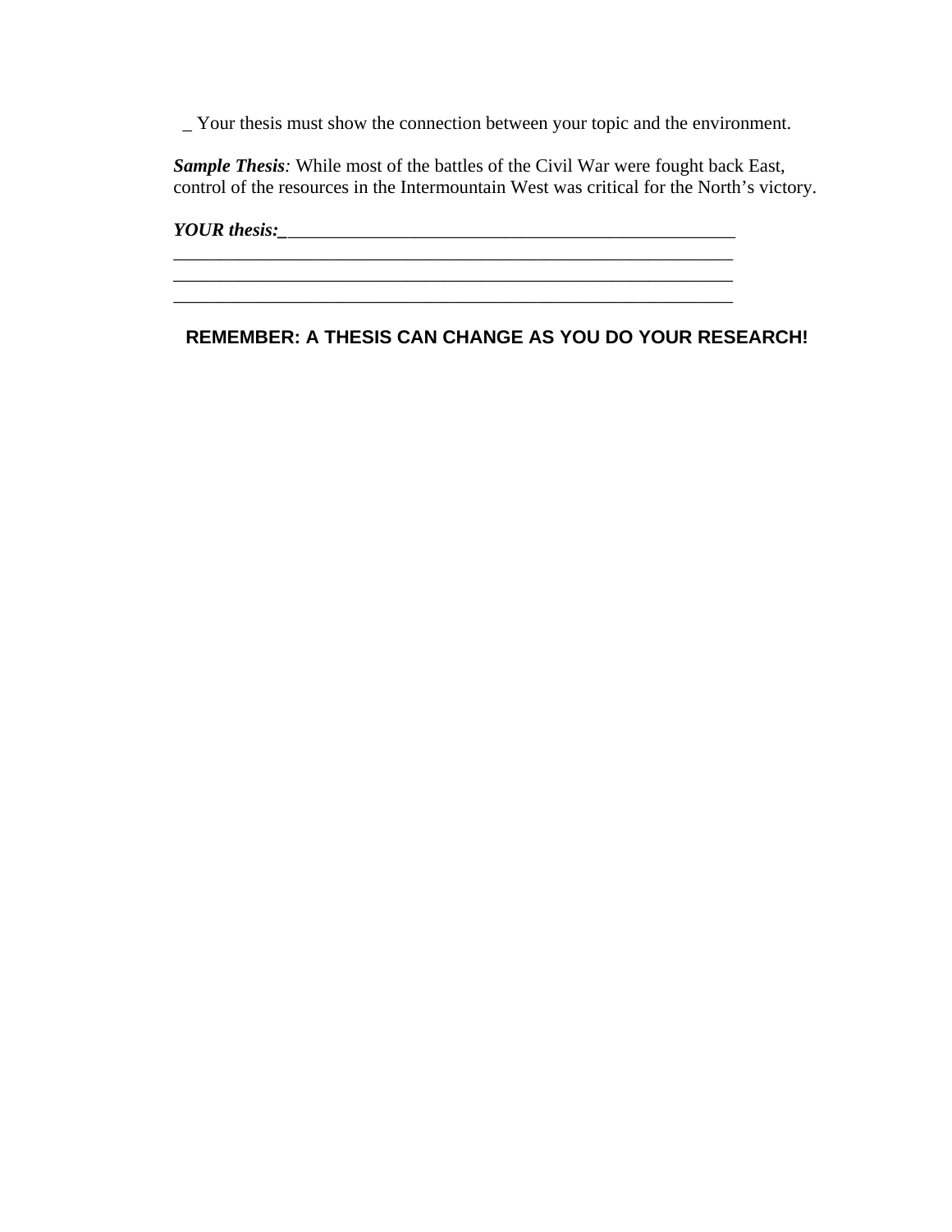_ Your thesis must show the connection between your topic and the environment.

***Sample Thesis****:* While most of the battles of the Civil War were fought back East, control of the resources in the Intermountain West was critical for the North's victory.

***YOUR thesis:***_____________________________________________________
_______________________________________________________________
_______________________________________________________________
_______________________________________________________________

**REMEMBER: A THESIS CAN CHANGE AS YOU DO YOUR RESEARCH!**